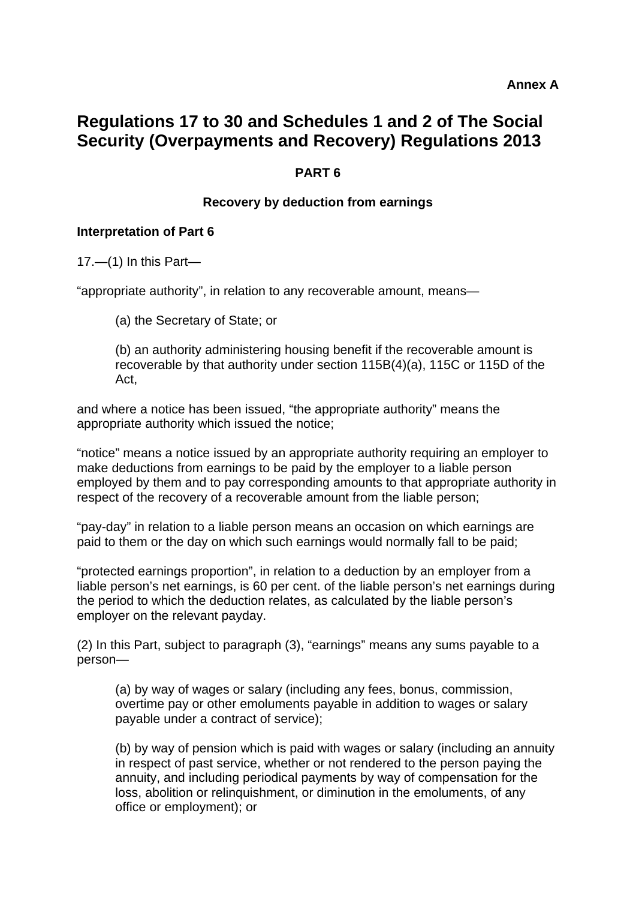**Annex A**

# Regulations 17 to 30 and Schedules 1 and 2 of The Social Security (Overpayments and Recovery) Regulations 2013

## PART 6

### Recovery by deduction from earnings

**Interpretation of Part 6**

17.—(1) In this Part—

"appropriate authority", in relation to any recoverable amount, means—

> (a) the Secretary of State; or
>
> (b) an authority administering housing benefit if the recoverable amount is recoverable by that authority under section 115B(4)(a), 115C or 115D of the Act,

and where a notice has been issued, "the appropriate authority" means the appropriate authority which issued the notice;

"notice" means a notice issued by an appropriate authority requiring an employer to make deductions from earnings to be paid by the employer to a liable person employed by them and to pay corresponding amounts to that appropriate authority in respect of the recovery of a recoverable amount from the liable person;

"pay-day" in relation to a liable person means an occasion on which earnings are paid to them or the day on which such earnings would normally fall to be paid;

"protected earnings proportion", in relation to a deduction by an employer from a liable person's net earnings, is 60 per cent. of the liable person's net earnings during the period to which the deduction relates, as calculated by the liable person's employer on the relevant payday.

(2) In this Part, subject to paragraph (3), "earnings" means any sums payable to a person—

> (a) by way of wages or salary (including any fees, bonus, commission, overtime pay or other emoluments payable in addition to wages or salary payable under a contract of service);
>
> (b) by way of pension which is paid with wages or salary (including an annuity in respect of past service, whether or not rendered to the person paying the annuity, and including periodical payments by way of compensation for the loss, abolition or relinquishment, or diminution in the emoluments, of any office or employment); or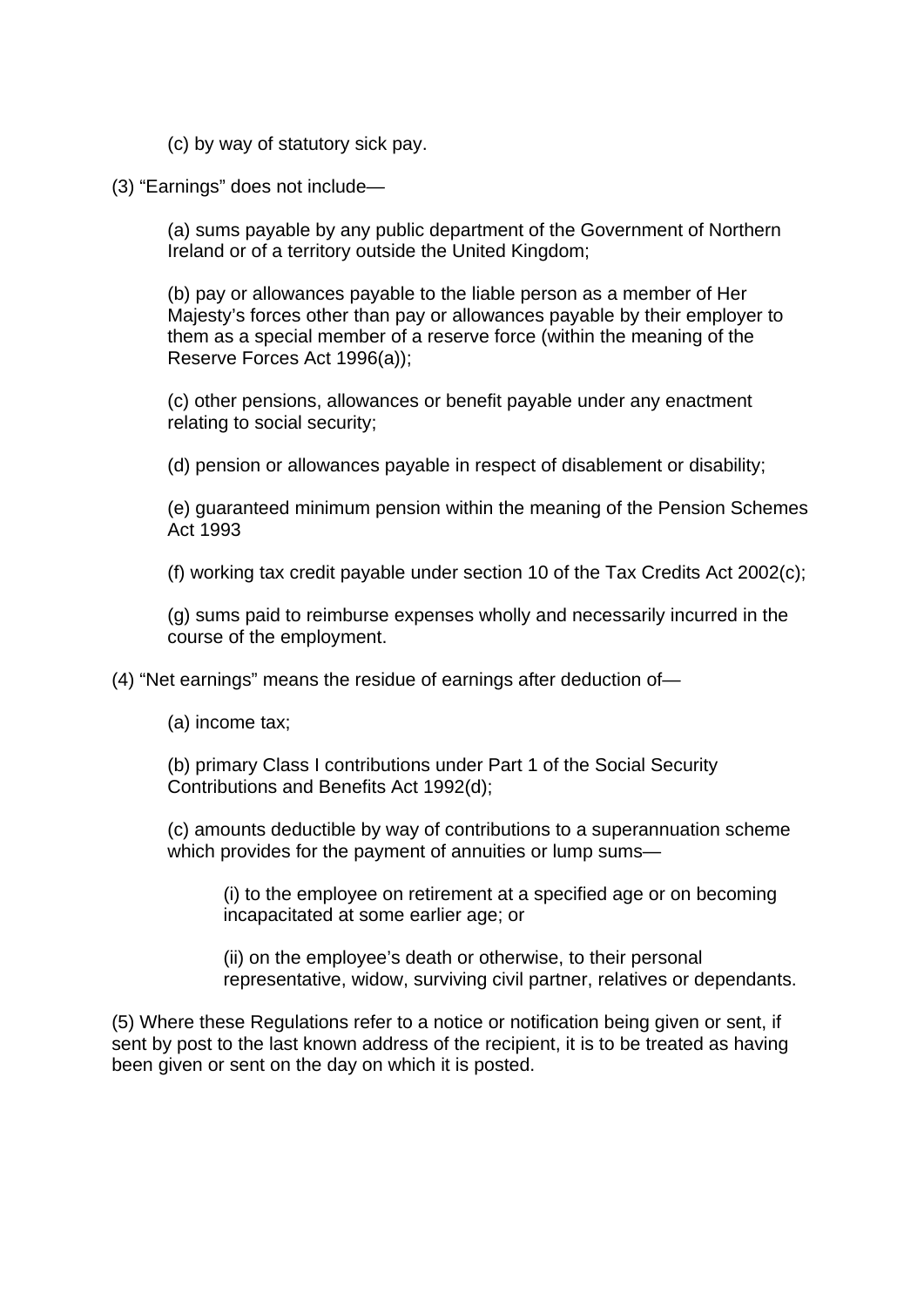(c) by way of statutory sick pay.

(3) “Earnings” does not include—

(a) sums payable by any public department of the Government of Northern Ireland or of a territory outside the United Kingdom;

(b) pay or allowances payable to the liable person as a member of Her Majesty’s forces other than pay or allowances payable by their employer to them as a special member of a reserve force (within the meaning of the Reserve Forces Act 1996(a));

(c) other pensions, allowances or benefit payable under any enactment relating to social security;

(d) pension or allowances payable in respect of disablement or disability;

(e) guaranteed minimum pension within the meaning of the Pension Schemes Act 1993

(f) working tax credit payable under section 10 of the Tax Credits Act 2002(c);

(g) sums paid to reimburse expenses wholly and necessarily incurred in the course of the employment.

(4) “Net earnings” means the residue of earnings after deduction of—

(a) income tax;

(b) primary Class I contributions under Part 1 of the Social Security Contributions and Benefits Act 1992(d);

(c) amounts deductible by way of contributions to a superannuation scheme which provides for the payment of annuities or lump sums—

(i) to the employee on retirement at a specified age or on becoming incapacitated at some earlier age; or

(ii) on the employee’s death or otherwise, to their personal representative, widow, surviving civil partner, relatives or dependants.

(5) Where these Regulations refer to a notice or notification being given or sent, if sent by post to the last known address of the recipient, it is to be treated as having been given or sent on the day on which it is posted.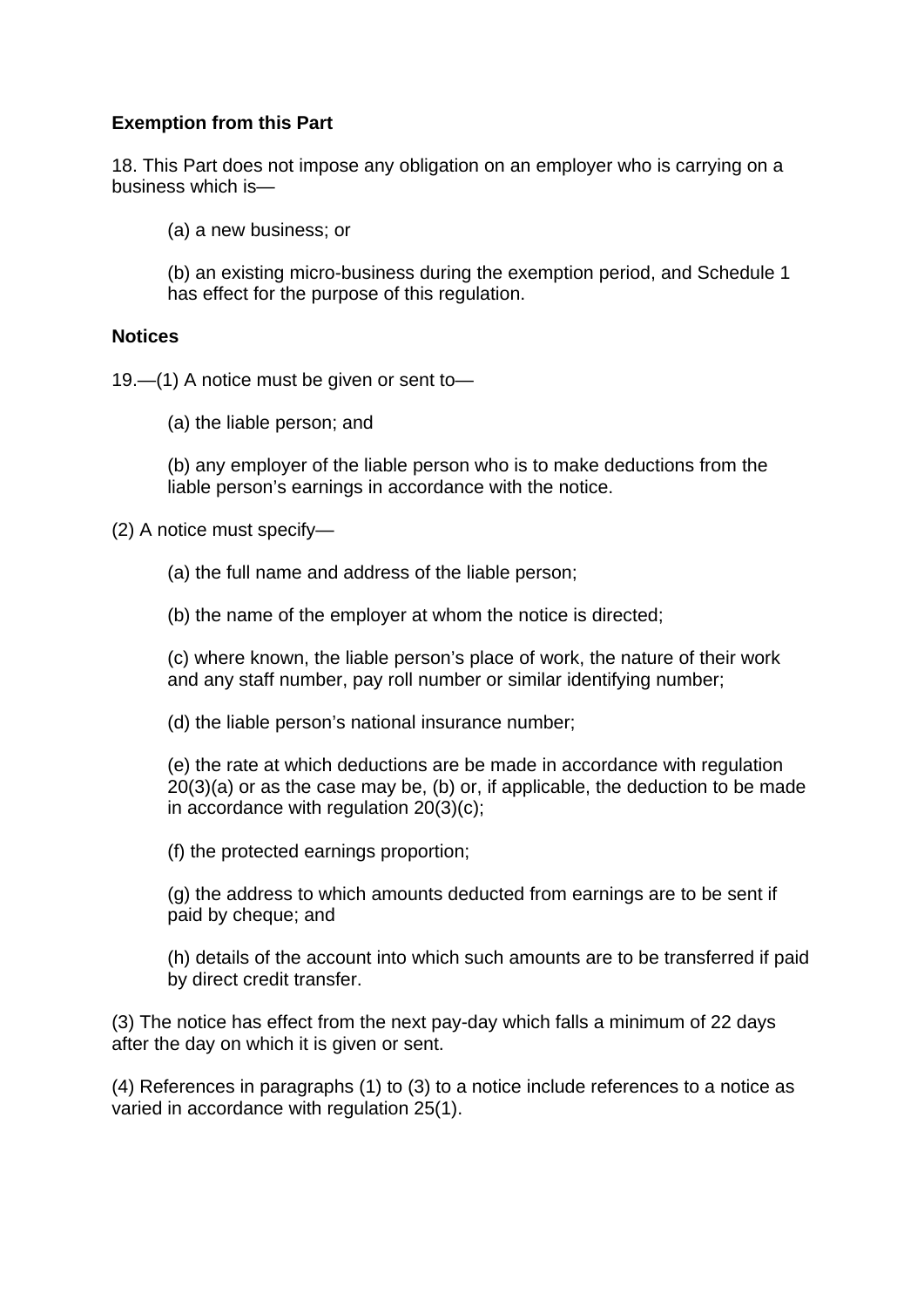**Exemption from this Part**

18. This Part does not impose any obligation on an employer who is carrying on a business which is—

(a) a new business; or

(b) an existing micro-business during the exemption period, and Schedule 1 has effect for the purpose of this regulation.

**Notices**

19.—(1) A notice must be given or sent to—

(a) the liable person; and

(b) any employer of the liable person who is to make deductions from the liable person's earnings in accordance with the notice.

(2) A notice must specify—

(a) the full name and address of the liable person;

(b) the name of the employer at whom the notice is directed;

(c) where known, the liable person's place of work, the nature of their work and any staff number, pay roll number or similar identifying number;

(d) the liable person's national insurance number;

(e) the rate at which deductions are be made in accordance with regulation 20(3)(a) or as the case may be, (b) or, if applicable, the deduction to be made in accordance with regulation 20(3)(c);

(f) the protected earnings proportion;

(g) the address to which amounts deducted from earnings are to be sent if paid by cheque; and

(h) details of the account into which such amounts are to be transferred if paid by direct credit transfer.

(3) The notice has effect from the next pay-day which falls a minimum of 22 days after the day on which it is given or sent.

(4) References in paragraphs (1) to (3) to a notice include references to a notice as varied in accordance with regulation 25(1).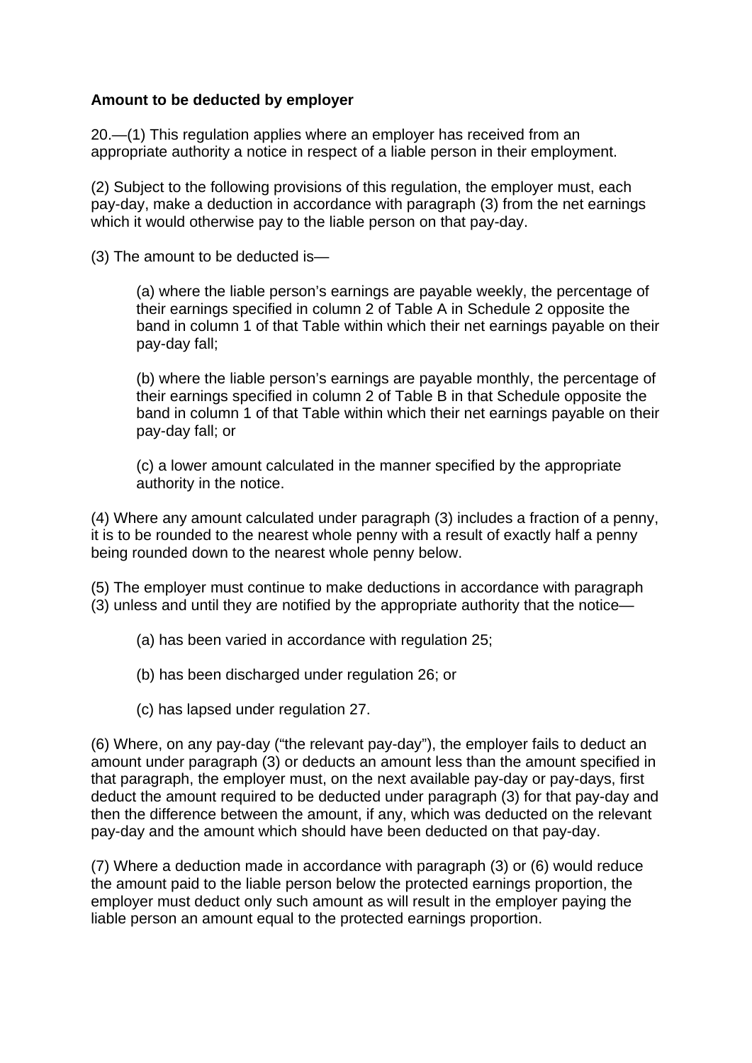**Amount to be deducted by employer**

20.—(1) This regulation applies where an employer has received from an appropriate authority a notice in respect of a liable person in their employment.

(2) Subject to the following provisions of this regulation, the employer must, each pay-day, make a deduction in accordance with paragraph (3) from the net earnings which it would otherwise pay to the liable person on that pay-day.

(3) The amount to be deducted is—

> (a) where the liable person's earnings are payable weekly, the percentage of their earnings specified in column 2 of Table A in Schedule 2 opposite the band in column 1 of that Table within which their net earnings payable on their pay-day fall;
>
> (b) where the liable person's earnings are payable monthly, the percentage of their earnings specified in column 2 of Table B in that Schedule opposite the band in column 1 of that Table within which their net earnings payable on their pay-day fall; or
>
> (c) a lower amount calculated in the manner specified by the appropriate authority in the notice.

(4) Where any amount calculated under paragraph (3) includes a fraction of a penny, it is to be rounded to the nearest whole penny with a result of exactly half a penny being rounded down to the nearest whole penny below.

(5) The employer must continue to make deductions in accordance with paragraph (3) unless and until they are notified by the appropriate authority that the notice—

> (a) has been varied in accordance with regulation 25;
>
> (b) has been discharged under regulation 26; or
>
> (c) has lapsed under regulation 27.

(6) Where, on any pay-day ("the relevant pay-day"), the employer fails to deduct an amount under paragraph (3) or deducts an amount less than the amount specified in that paragraph, the employer must, on the next available pay-day or pay-days, first deduct the amount required to be deducted under paragraph (3) for that pay-day and then the difference between the amount, if any, which was deducted on the relevant pay-day and the amount which should have been deducted on that pay-day.

(7) Where a deduction made in accordance with paragraph (3) or (6) would reduce the amount paid to the liable person below the protected earnings proportion, the employer must deduct only such amount as will result in the employer paying the liable person an amount equal to the protected earnings proportion.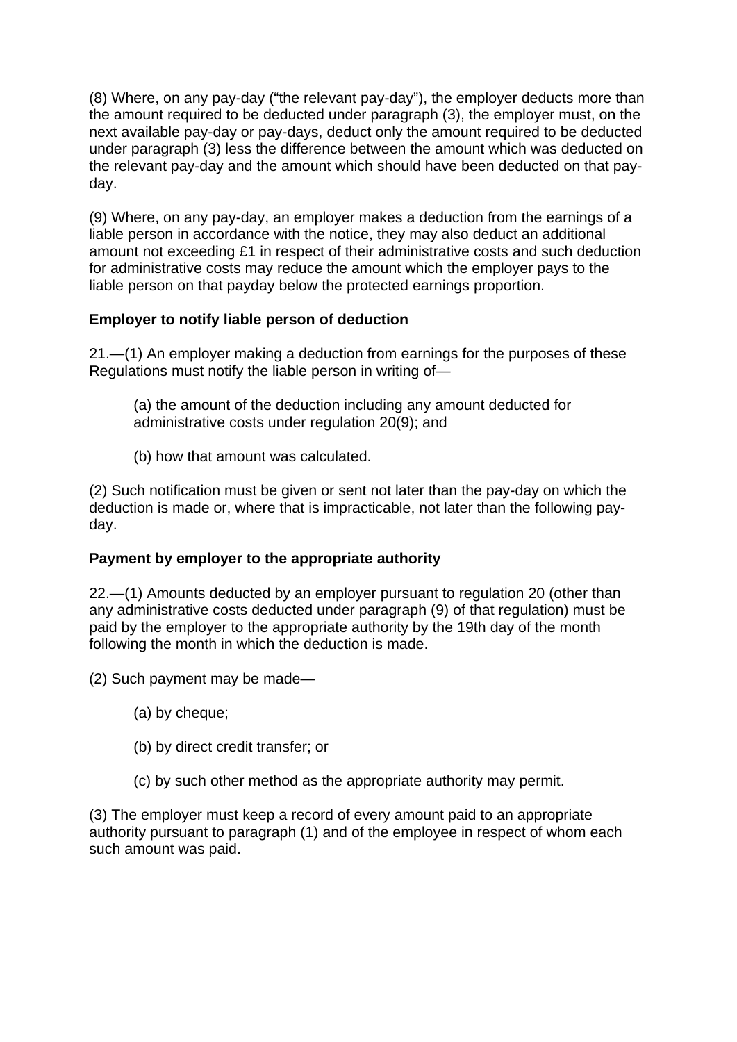(8) Where, on any pay-day ("the relevant pay-day"), the employer deducts more than the amount required to be deducted under paragraph (3), the employer must, on the next available pay-day or pay-days, deduct only the amount required to be deducted under paragraph (3) less the difference between the amount which was deducted on the relevant pay-day and the amount which should have been deducted on that pay-day.

(9) Where, on any pay-day, an employer makes a deduction from the earnings of a liable person in accordance with the notice, they may also deduct an additional amount not exceeding £1 in respect of their administrative costs and such deduction for administrative costs may reduce the amount which the employer pays to the liable person on that payday below the protected earnings proportion.

**Employer to notify liable person of deduction**

21.—(1) An employer making a deduction from earnings for the purposes of these Regulations must notify the liable person in writing of—

> (a) the amount of the deduction including any amount deducted for administrative costs under regulation 20(9); and
>
> (b) how that amount was calculated.

(2) Such notification must be given or sent not later than the pay-day on which the deduction is made or, where that is impracticable, not later than the following pay-day.

**Payment by employer to the appropriate authority**

22.—(1) Amounts deducted by an employer pursuant to regulation 20 (other than any administrative costs deducted under paragraph (9) of that regulation) must be paid by the employer to the appropriate authority by the 19th day of the month following the month in which the deduction is made.

(2) Such payment may be made—

> (a) by cheque;
>
> (b) by direct credit transfer; or
>
> (c) by such other method as the appropriate authority may permit.

(3) The employer must keep a record of every amount paid to an appropriate authority pursuant to paragraph (1) and of the employee in respect of whom each such amount was paid.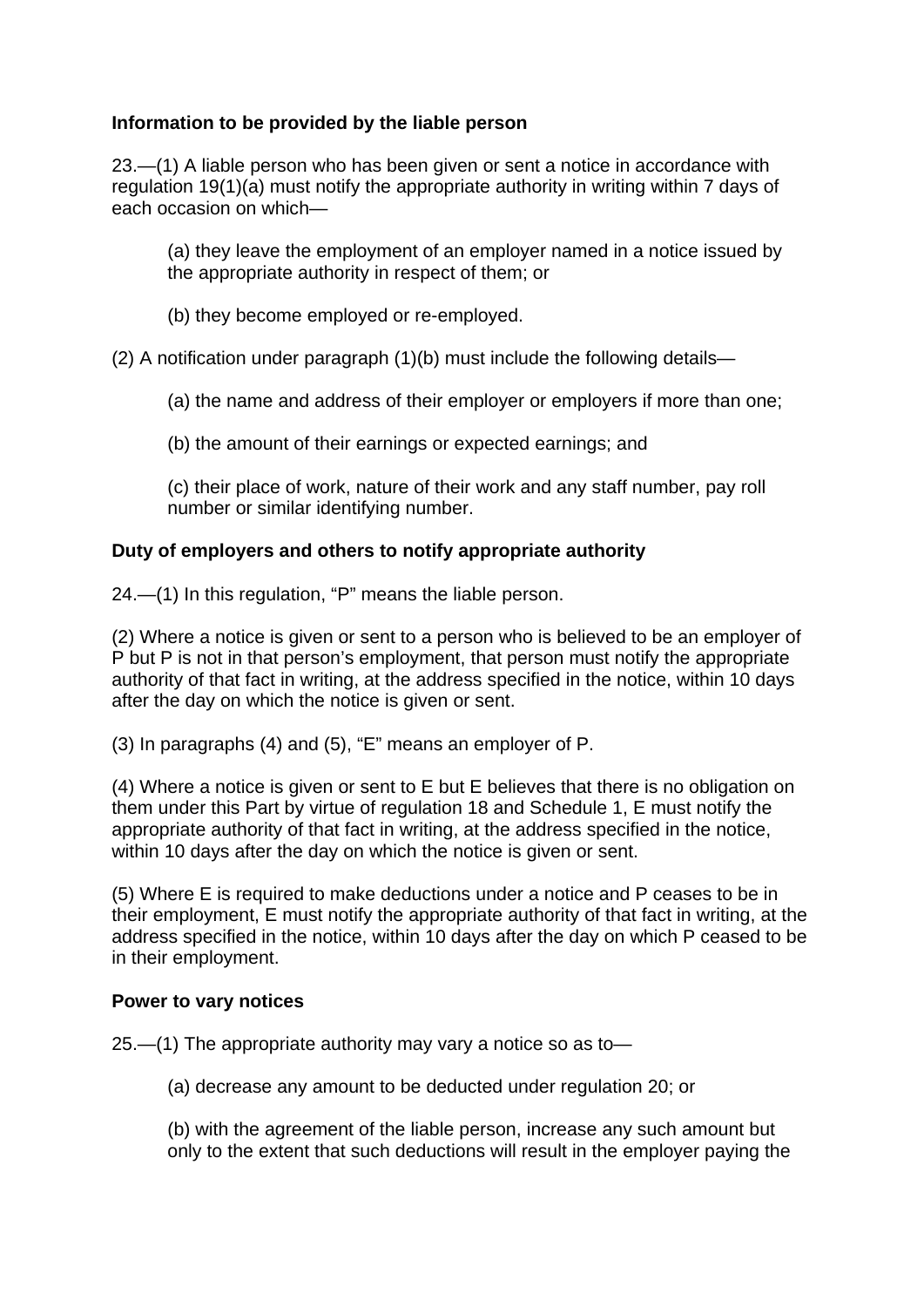**Information to be provided by the liable person**

23.—(1) A liable person who has been given or sent a notice in accordance with regulation 19(1)(a) must notify the appropriate authority in writing within 7 days of each occasion on which—

(a) they leave the employment of an employer named in a notice issued by the appropriate authority in respect of them; or

(b) they become employed or re-employed.

(2) A notification under paragraph (1)(b) must include the following details—

(a) the name and address of their employer or employers if more than one;

(b) the amount of their earnings or expected earnings; and

(c) their place of work, nature of their work and any staff number, pay roll number or similar identifying number.

**Duty of employers and others to notify appropriate authority**

24.—(1) In this regulation, "P" means the liable person.

(2) Where a notice is given or sent to a person who is believed to be an employer of P but P is not in that person's employment, that person must notify the appropriate authority of that fact in writing, at the address specified in the notice, within 10 days after the day on which the notice is given or sent.

(3) In paragraphs (4) and (5), "E" means an employer of P.

(4) Where a notice is given or sent to E but E believes that there is no obligation on them under this Part by virtue of regulation 18 and Schedule 1, E must notify the appropriate authority of that fact in writing, at the address specified in the notice, within 10 days after the day on which the notice is given or sent.

(5) Where E is required to make deductions under a notice and P ceases to be in their employment, E must notify the appropriate authority of that fact in writing, at the address specified in the notice, within 10 days after the day on which P ceased to be in their employment.

**Power to vary notices**

25.—(1) The appropriate authority may vary a notice so as to—

(a) decrease any amount to be deducted under regulation 20; or

(b) with the agreement of the liable person, increase any such amount but only to the extent that such deductions will result in the employer paying the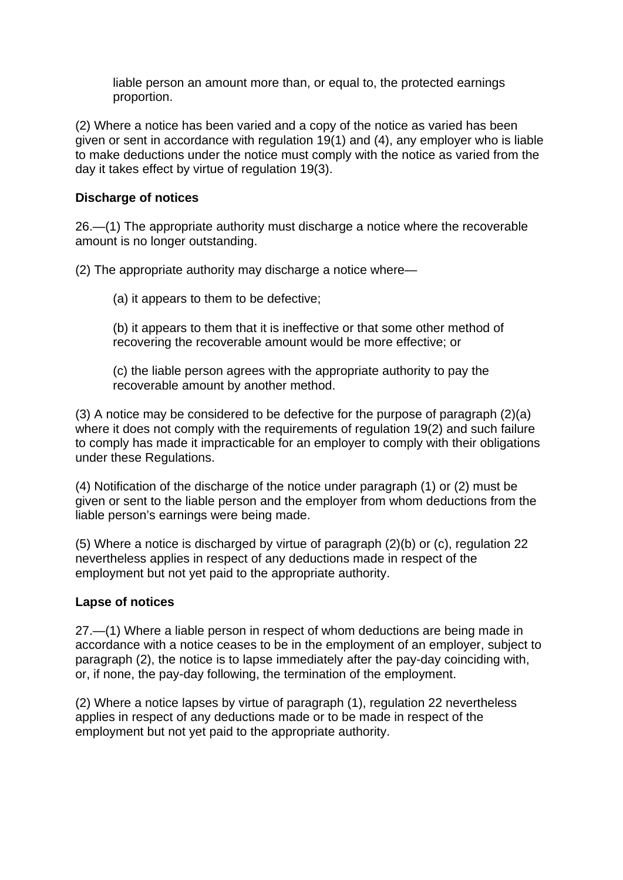liable person an amount more than, or equal to, the protected earnings proportion.

(2) Where a notice has been varied and a copy of the notice as varied has been given or sent in accordance with regulation 19(1) and (4), any employer who is liable to make deductions under the notice must comply with the notice as varied from the day it takes effect by virtue of regulation 19(3).

**Discharge of notices**

26.—(1) The appropriate authority must discharge a notice where the recoverable amount is no longer outstanding.

(2) The appropriate authority may discharge a notice where—

(a) it appears to them to be defective;

(b) it appears to them that it is ineffective or that some other method of recovering the recoverable amount would be more effective; or

(c) the liable person agrees with the appropriate authority to pay the recoverable amount by another method.

(3) A notice may be considered to be defective for the purpose of paragraph (2)(a) where it does not comply with the requirements of regulation 19(2) and such failure to comply has made it impracticable for an employer to comply with their obligations under these Regulations.

(4) Notification of the discharge of the notice under paragraph (1) or (2) must be given or sent to the liable person and the employer from whom deductions from the liable person's earnings were being made.

(5) Where a notice is discharged by virtue of paragraph (2)(b) or (c), regulation 22 nevertheless applies in respect of any deductions made in respect of the employment but not yet paid to the appropriate authority.

**Lapse of notices**

27.—(1) Where a liable person in respect of whom deductions are being made in accordance with a notice ceases to be in the employment of an employer, subject to paragraph (2), the notice is to lapse immediately after the pay-day coinciding with, or, if none, the pay-day following, the termination of the employment.

(2) Where a notice lapses by virtue of paragraph (1), regulation 22 nevertheless applies in respect of any deductions made or to be made in respect of the employment but not yet paid to the appropriate authority.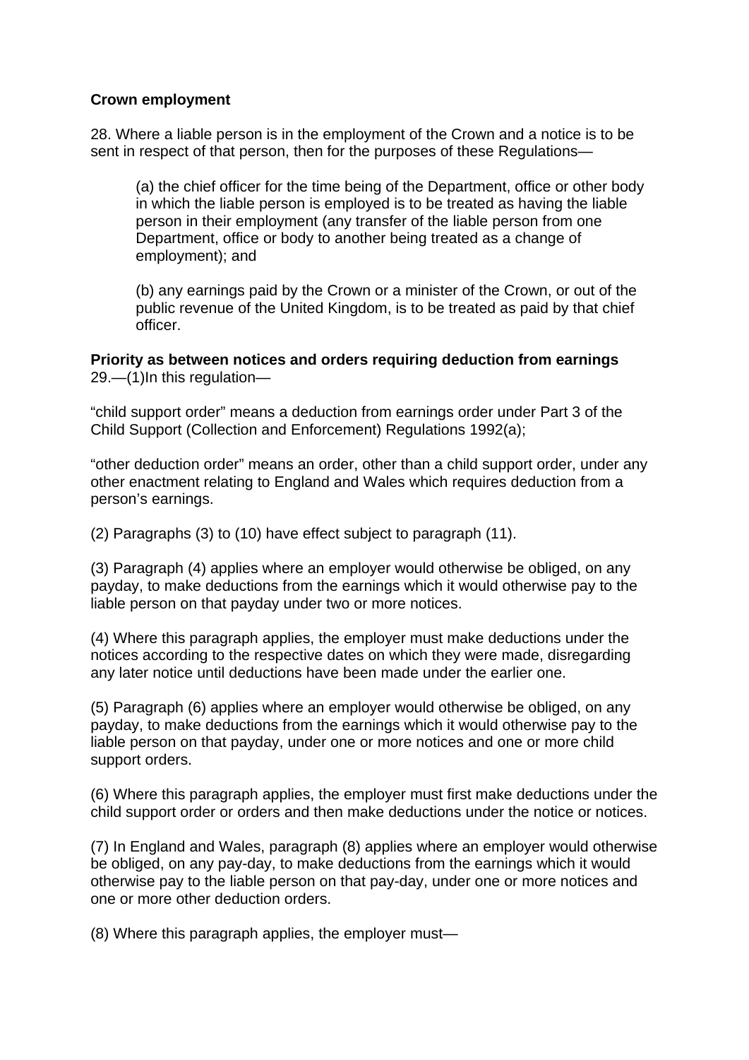**Crown employment**

28. Where a liable person is in the employment of the Crown and a notice is to be sent in respect of that person, then for the purposes of these Regulations—

> (a) the chief officer for the time being of the Department, office or other body in which the liable person is employed is to be treated as having the liable person in their employment (any transfer of the liable person from one Department, office or body to another being treated as a change of employment); and
>
> (b) any earnings paid by the Crown or a minister of the Crown, or out of the public revenue of the United Kingdom, is to be treated as paid by that chief officer.

**Priority as between notices and orders requiring deduction from earnings**

29.—(1)In this regulation—

"child support order" means a deduction from earnings order under Part 3 of the Child Support (Collection and Enforcement) Regulations 1992(a);

"other deduction order" means an order, other than a child support order, under any other enactment relating to England and Wales which requires deduction from a person's earnings.

(2) Paragraphs (3) to (10) have effect subject to paragraph (11).

(3) Paragraph (4) applies where an employer would otherwise be obliged, on any payday, to make deductions from the earnings which it would otherwise pay to the liable person on that payday under two or more notices.

(4) Where this paragraph applies, the employer must make deductions under the notices according to the respective dates on which they were made, disregarding any later notice until deductions have been made under the earlier one.

(5) Paragraph (6) applies where an employer would otherwise be obliged, on any payday, to make deductions from the earnings which it would otherwise pay to the liable person on that payday, under one or more notices and one or more child support orders.

(6) Where this paragraph applies, the employer must first make deductions under the child support order or orders and then make deductions under the notice or notices.

(7) In England and Wales, paragraph (8) applies where an employer would otherwise be obliged, on any pay-day, to make deductions from the earnings which it would otherwise pay to the liable person on that pay-day, under one or more notices and one or more other deduction orders.

(8) Where this paragraph applies, the employer must—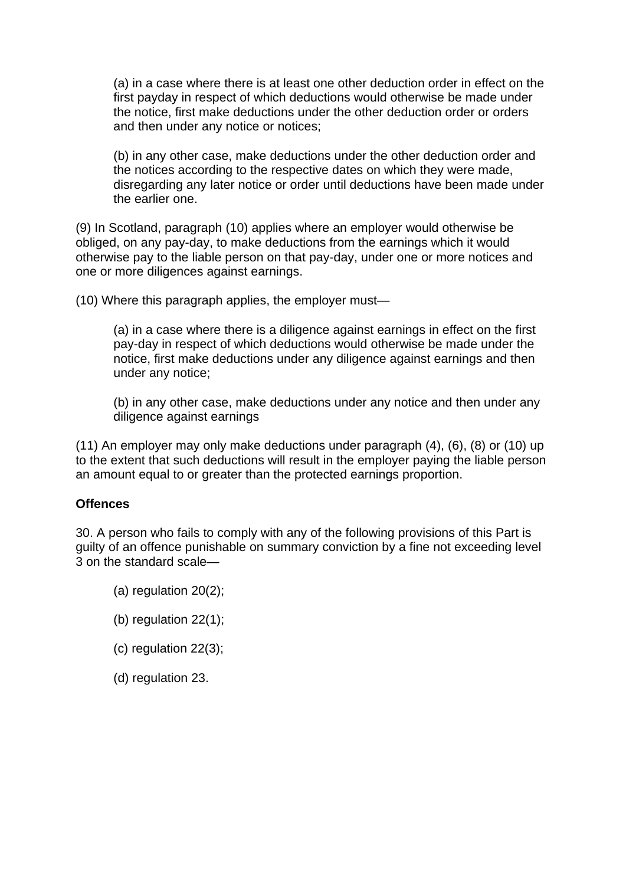(a) in a case where there is at least one other deduction order in effect on the first payday in respect of which deductions would otherwise be made under the notice, first make deductions under the other deduction order or orders and then under any notice or notices;

(b) in any other case, make deductions under the other deduction order and the notices according to the respective dates on which they were made, disregarding any later notice or order until deductions have been made under the earlier one.

(9) In Scotland, paragraph (10) applies where an employer would otherwise be obliged, on any pay-day, to make deductions from the earnings which it would otherwise pay to the liable person on that pay-day, under one or more notices and one or more diligences against earnings.

(10) Where this paragraph applies, the employer must—

(a) in a case where there is a diligence against earnings in effect on the first pay-day in respect of which deductions would otherwise be made under the notice, first make deductions under any diligence against earnings and then under any notice;

(b) in any other case, make deductions under any notice and then under any diligence against earnings

(11) An employer may only make deductions under paragraph (4), (6), (8) or (10) up to the extent that such deductions will result in the employer paying the liable person an amount equal to or greater than the protected earnings proportion.

**Offences**

30. A person who fails to comply with any of the following provisions of this Part is guilty of an offence punishable on summary conviction by a fine not exceeding level 3 on the standard scale—

(a) regulation 20(2);

(b) regulation 22(1);

(c) regulation 22(3);

(d) regulation 23.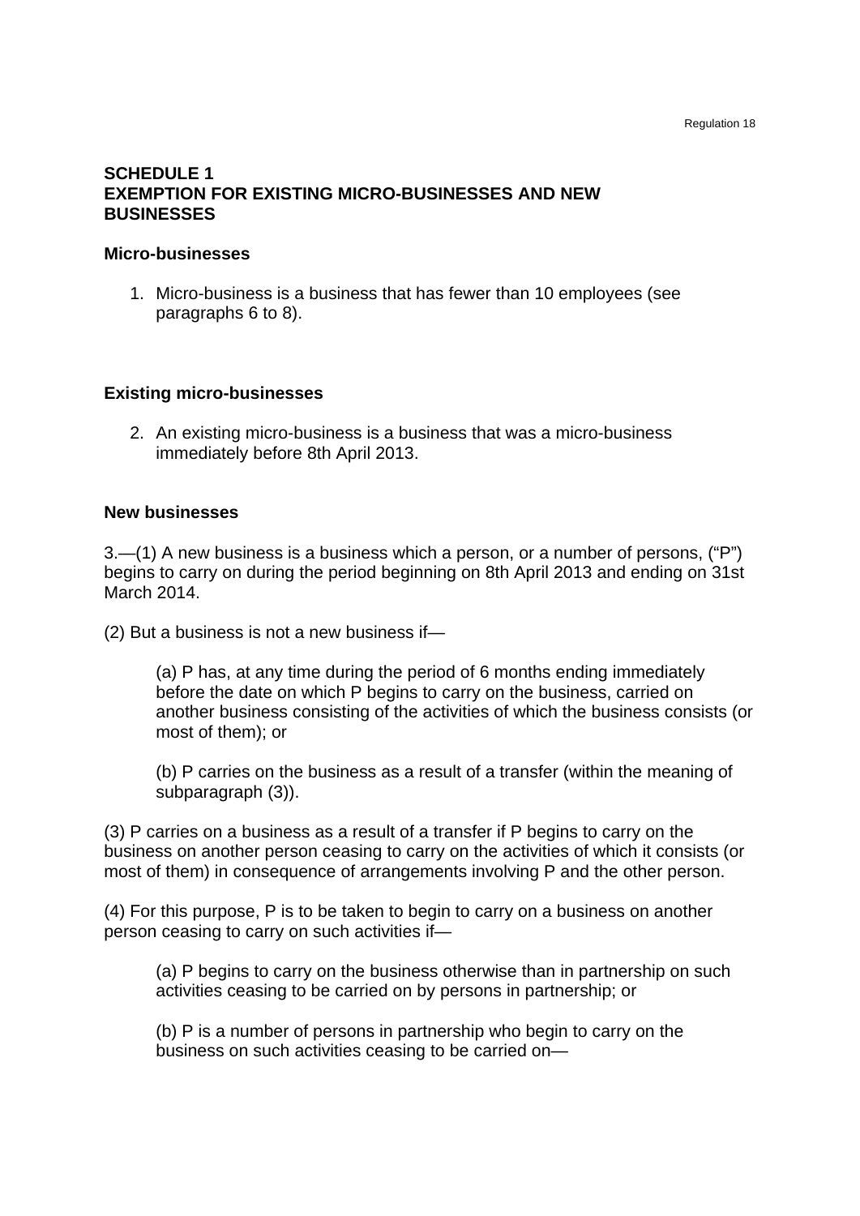Regulation 18

**SCHEDULE 1**
**EXEMPTION FOR EXISTING MICRO-BUSINESSES AND NEW BUSINESSES**

**Micro-businesses**

1. Micro-business is a business that has fewer than 10 employees (see paragraphs 6 to 8).

**Existing micro-businesses**

2. An existing micro-business is a business that was a micro-business immediately before 8th April 2013.

**New businesses**

3.—(1) A new business is a business which a person, or a number of persons, (“P”) begins to carry on during the period beginning on 8th April 2013 and ending on 31st March 2014.

(2) But a business is not a new business if—

(a) P has, at any time during the period of 6 months ending immediately before the date on which P begins to carry on the business, carried on another business consisting of the activities of which the business consists (or most of them); or

(b) P carries on the business as a result of a transfer (within the meaning of subparagraph (3)).

(3) P carries on a business as a result of a transfer if P begins to carry on the business on another person ceasing to carry on the activities of which it consists (or most of them) in consequence of arrangements involving P and the other person.

(4) For this purpose, P is to be taken to begin to carry on a business on another person ceasing to carry on such activities if—

(a) P begins to carry on the business otherwise than in partnership on such activities ceasing to be carried on by persons in partnership; or

(b) P is a number of persons in partnership who begin to carry on the business on such activities ceasing to be carried on—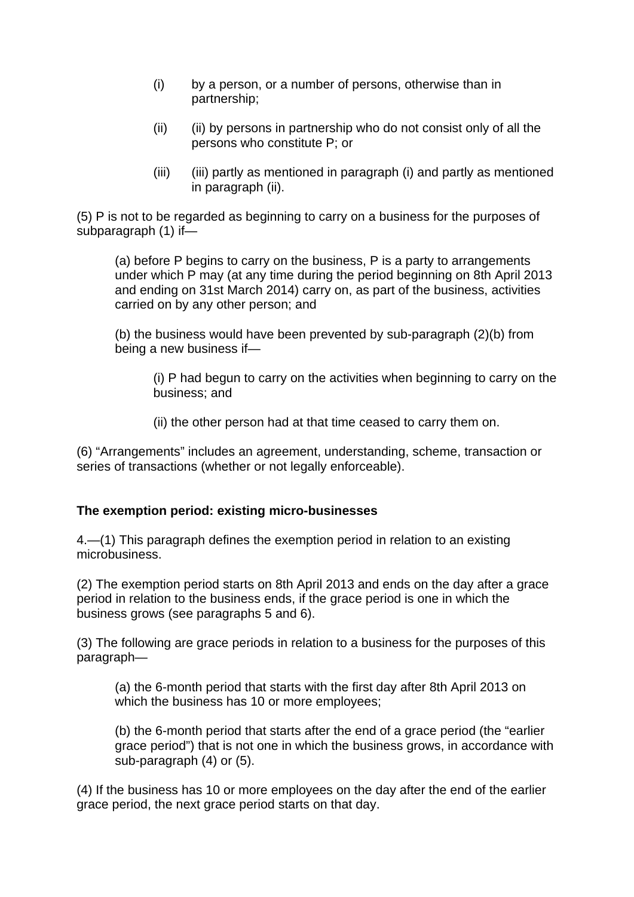(i) by a person, or a number of persons, otherwise than in partnership;

(ii) (ii) by persons in partnership who do not consist only of all the persons who constitute P; or

(iii) (iii) partly as mentioned in paragraph (i) and partly as mentioned in paragraph (ii).

(5) P is not to be regarded as beginning to carry on a business for the purposes of subparagraph (1) if—

(a) before P begins to carry on the business, P is a party to arrangements under which P may (at any time during the period beginning on 8th April 2013 and ending on 31st March 2014) carry on, as part of the business, activities carried on by any other person; and

(b) the business would have been prevented by sub-paragraph (2)(b) from being a new business if—

(i) P had begun to carry on the activities when beginning to carry on the business; and

(ii) the other person had at that time ceased to carry them on.

(6) “Arrangements” includes an agreement, understanding, scheme, transaction or series of transactions (whether or not legally enforceable).

**The exemption period: existing micro-businesses**

4.—(1) This paragraph defines the exemption period in relation to an existing microbusiness.

(2) The exemption period starts on 8th April 2013 and ends on the day after a grace period in relation to the business ends, if the grace period is one in which the business grows (see paragraphs 5 and 6).

(3) The following are grace periods in relation to a business for the purposes of this paragraph—

(a) the 6-month period that starts with the first day after 8th April 2013 on which the business has 10 or more employees;

(b) the 6-month period that starts after the end of a grace period (the “earlier grace period”) that is not one in which the business grows, in accordance with sub-paragraph (4) or (5).

(4) If the business has 10 or more employees on the day after the end of the earlier grace period, the next grace period starts on that day.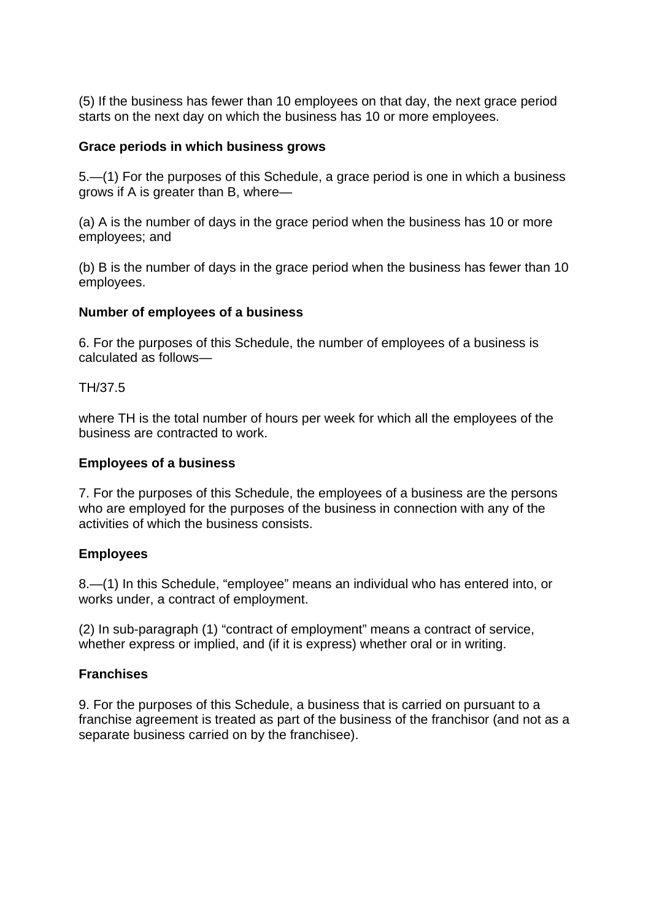(5) If the business has fewer than 10 employees on that day, the next grace period starts on the next day on which the business has 10 or more employees.

**Grace periods in which business grows**

5.—(1) For the purposes of this Schedule, a grace period is one in which a business grows if A is greater than B, where—

(a) A is the number of days in the grace period when the business has 10 or more employees; and

(b) B is the number of days in the grace period when the business has fewer than 10 employees.

**Number of employees of a business**

6. For the purposes of this Schedule, the number of employees of a business is calculated as follows—

$$TH/37.5$$

where TH is the total number of hours per week for which all the employees of the business are contracted to work.

**Employees of a business**

7. For the purposes of this Schedule, the employees of a business are the persons who are employed for the purposes of the business in connection with any of the activities of which the business consists.

**Employees**

8.—(1) In this Schedule, "employee" means an individual who has entered into, or works under, a contract of employment.

(2) In sub-paragraph (1) "contract of employment" means a contract of service, whether express or implied, and (if it is express) whether oral or in writing.

**Franchises**

9. For the purposes of this Schedule, a business that is carried on pursuant to a franchise agreement is treated as part of the business of the franchisor (and not as a separate business carried on by the franchisee).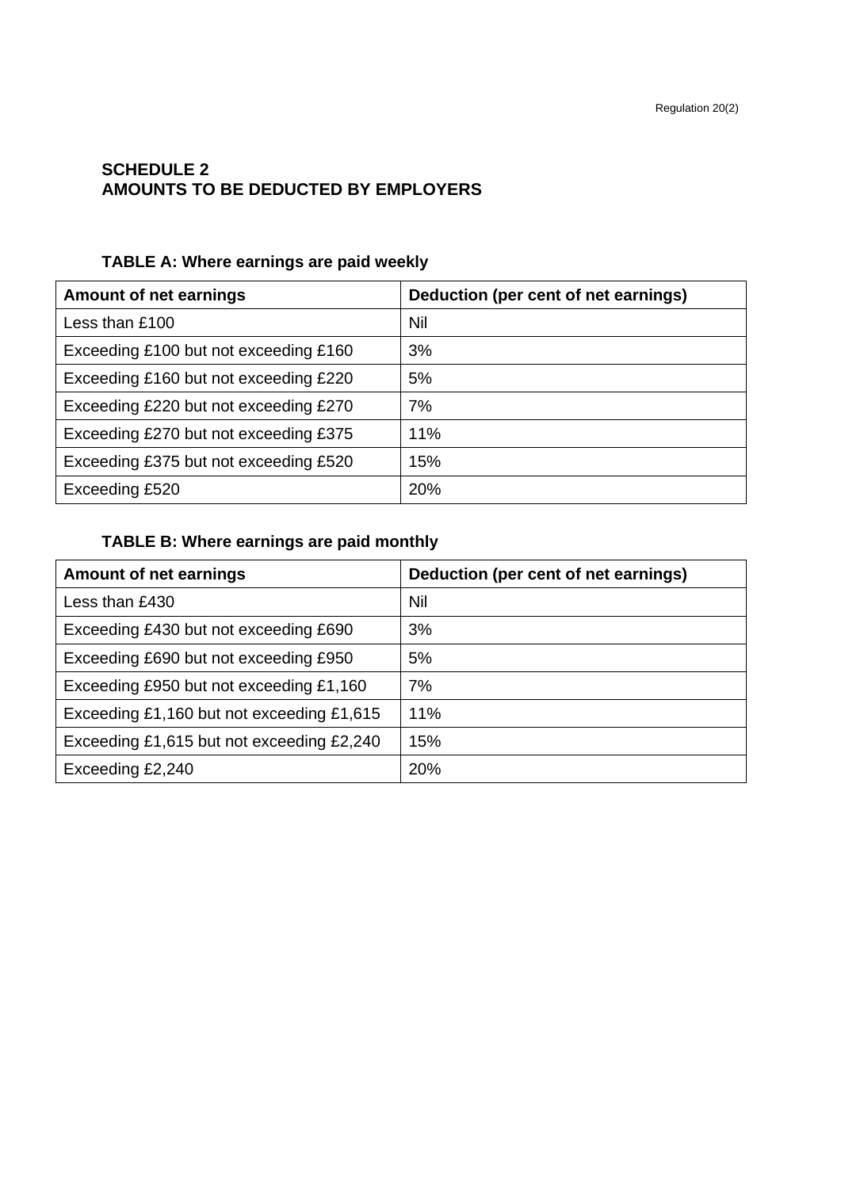Regulation 20(2)

## SCHEDULE 2
## AMOUNTS TO BE DEDUCTED BY EMPLOYERS

### TABLE A: Where earnings are paid weekly

| Amount of net earnings | Deduction (per cent of net earnings) |
|---|---|
| Less than £100 | Nil |
| Exceeding £100 but not exceeding £160 | 3% |
| Exceeding £160 but not exceeding £220 | 5% |
| Exceeding £220 but not exceeding £270 | 7% |
| Exceeding £270 but not exceeding £375 | 11% |
| Exceeding £375 but not exceeding £520 | 15% |
| Exceeding £520 | 20% |

### TABLE B: Where earnings are paid monthly

| Amount of net earnings | Deduction (per cent of net earnings) |
|---|---|
| Less than £430 | Nil |
| Exceeding £430 but not exceeding £690 | 3% |
| Exceeding £690 but not exceeding £950 | 5% |
| Exceeding £950 but not exceeding £1,160 | 7% |
| Exceeding £1,160 but not exceeding £1,615 | 11% |
| Exceeding £1,615 but not exceeding £2,240 | 15% |
| Exceeding £2,240 | 20% |